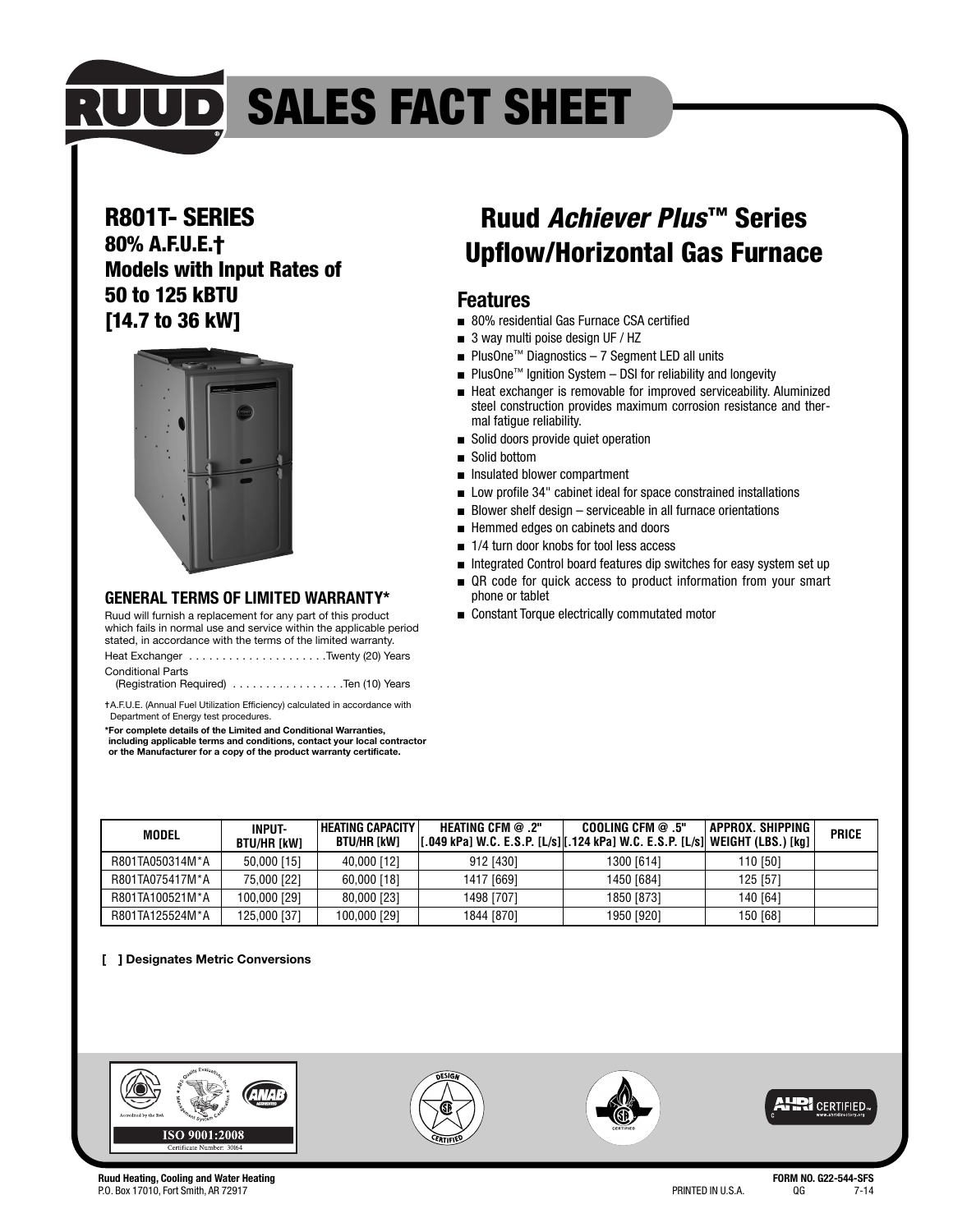# RUUD SALES FACT SHEET

## R801T- SERIES

**80% A.F.U.E.†**
**Models with Input Rates of 50 to 125 kBTU [14.7 to 36 kW]**

## Ruud *Achiever Plus*™ Series Upflow/Horizontal Gas Furnace

### Features

- 80% residential Gas Furnace CSA certified
- 3 way multi poise design UF / HZ
- PlusOne™ Diagnostics – 7 Segment LED all units
- PlusOne™ Ignition System – DSI for reliability and longevity
- Heat exchanger is removable for improved serviceability. Aluminized steel construction provides maximum corrosion resistance and thermal fatigue reliability.
- Solid doors provide quiet operation
- Solid bottom
- Insulated blower compartment
- Low profile 34" cabinet ideal for space constrained installations
- Blower shelf design – serviceable in all furnace orientations
- Hemmed edges on cabinets and doors
- 1/4 turn door knobs for tool less access
- Integrated Control board features dip switches for easy system set up
- QR code for quick access to product information from your smart phone or tablet
- Constant Torque electrically commutated motor

### GENERAL TERMS OF LIMITED WARRANTY*

Ruud will furnish a replacement for any part of this product which fails in normal use and service within the applicable period stated, in accordance with the terms of the limited warranty.

Heat Exchanger . . . . . . . . . . . . . . . . . . . . Twenty (20) Years

Conditional Parts
(Registration Required) . . . . . . . . . . . . . . . . Ten (10) Years

†A.F.U.E. (Annual Fuel Utilization Efficiency) calculated in accordance with Department of Energy test procedures.

**\*For complete details of the Limited and Conditional Warranties, including applicable terms and conditions, contact your local contractor or the Manufacturer for a copy of the product warranty certificate.**

| MODEL | INPUT-BTU/HR [kW] | HEATING CAPACITY BTU/HR [kW] | HEATING CFM @ .2" [.049 kPa] W.C. E.S.P. [L/s] | COOLING CFM @ .5" [.124 kPa] W.C. E.S.P. [L/s] | APPROX. SHIPPING WEIGHT (LBS.) [kg] | PRICE |
|---|---|---|---|---|---|---|
| R801TA050314M*A | 50,000 [15] | 40,000 [12] | 912 [430] | 1300 [614] | 110 [50] | |
| R801TA075417M*A | 75,000 [22] | 60,000 [18] | 1417 [669] | 1450 [684] | 125 [57] | |
| R801TA100521M*A | 100,000 [29] | 80,000 [23] | 1498 [707] | 1850 [873] | 140 [64] | |
| R801TA125524M*A | 125,000 [37] | 100,000 [29] | 1844 [870] | 1950 [920] | 150 [68] | |

**[ ] Designates Metric Conversions**

ISO 9001:2008
Certificate Number: 30164

AHRI CERTIFIED™

**Ruud Heating, Cooling and Water Heating**
P.O. Box 17010, Fort Smith, AR 72917

PRINTED IN U.S.A.

**FORM NO. G22-544-SFS**
QG 7-14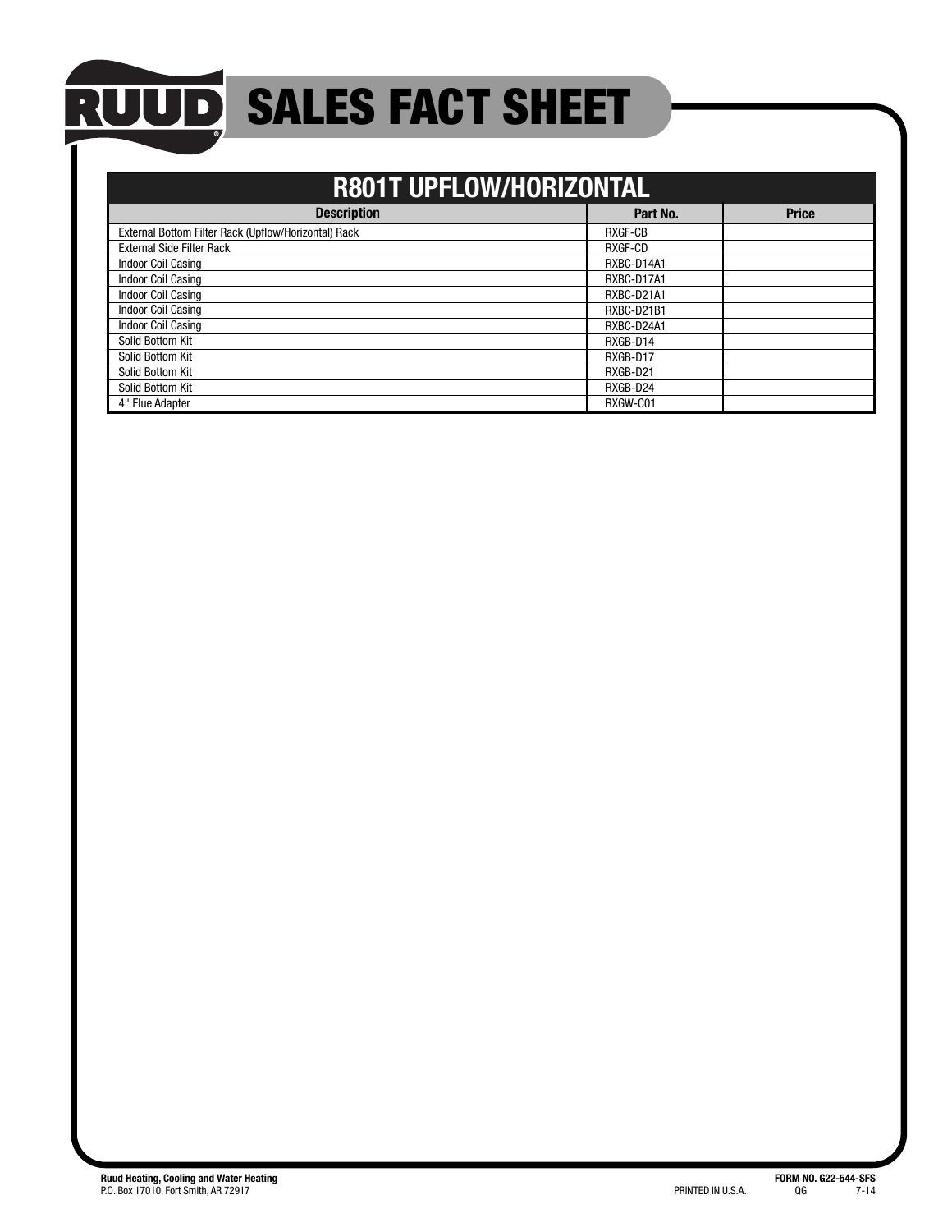# RUUD SALES FACT SHEET

## R801T UPFLOW/HORIZONTAL

| Description | Part No. | Price |
|---|---|---|
| External Bottom Filter Rack (Upflow/Horizontal) Rack | RXGF-CB | |
| External Side Filter Rack | RXGF-CD | |
| Indoor Coil Casing | RXBC-D14A1 | |
| Indoor Coil Casing | RXBC-D17A1 | |
| Indoor Coil Casing | RXBC-D21A1 | |
| Indoor Coil Casing | RXBC-D21B1 | |
| Indoor Coil Casing | RXBC-D24A1 | |
| Solid Bottom Kit | RXGB-D14 | |
| Solid Bottom Kit | RXGB-D17 | |
| Solid Bottom Kit | RXGB-D21 | |
| Solid Bottom Kit | RXGB-D24 | |
| 4" Flue Adapter | RXGW-C01 | |

**Ruud Heating, Cooling and Water Heating**
P.O. Box 17010, Fort Smith, AR 72917

PRINTED IN U.S.A.

**FORM NO. G22-544-SFS**
QG 7-14